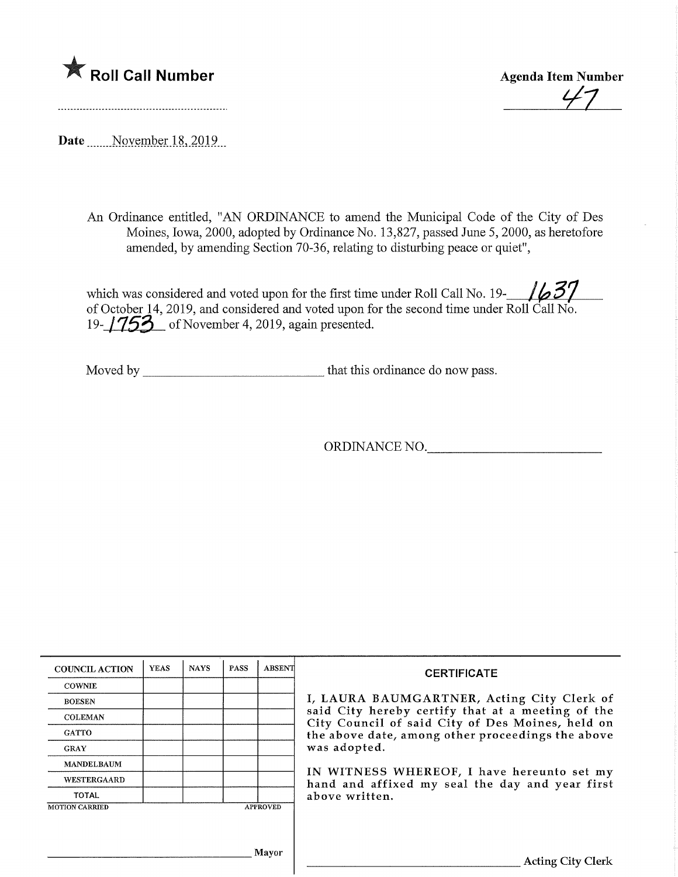★ **Roll Call Number**

**Agenda Item Number**

47

Date November 18, 2019

An Ordinance entitled, "AN ORDINANCE to amend the Municipal Code of the City of Des Moines, Iowa, 2000, adopted by Ordinance No. 13,827, passed June 5, 2000, as heretofore amended, by amending Section 70-36, relating to disturbing peace or quiet",

which was considered and voted upon for the first time under Roll Call No. 19-1637 of October 14, 2019, and considered and voted upon for the second time under Roll Call No. 19-1753 of November 4, 2019, again presented.

Moved by ______________________ that this ordinance do now pass.

ORDINANCE NO.______________________

| COUNCIL ACTION | YEAS | NAYS | PASS | ABSENT |
|---|---|---|---|---|
| COWNIE | | | | |
| BOESEN | | | | |
| COLEMAN | | | | |
| GATTO | | | | |
| GRAY | | | | |
| MANDELBAUM | | | | |
| WESTERGAARD | | | | |
| TOTAL | | | | |

MOTION CARRIED APPROVED

______________________ Mayor

**CERTIFICATE**

I, LAURA BAUMGARTNER, Acting City Clerk of said City hereby certify that at a meeting of the City Council of said City of Des Moines, held on the above date, among other proceedings the above was adopted.

IN WITNESS WHEREOF, I have hereunto set my hand and affixed my seal the day and year first above written.

______________________ Acting City Clerk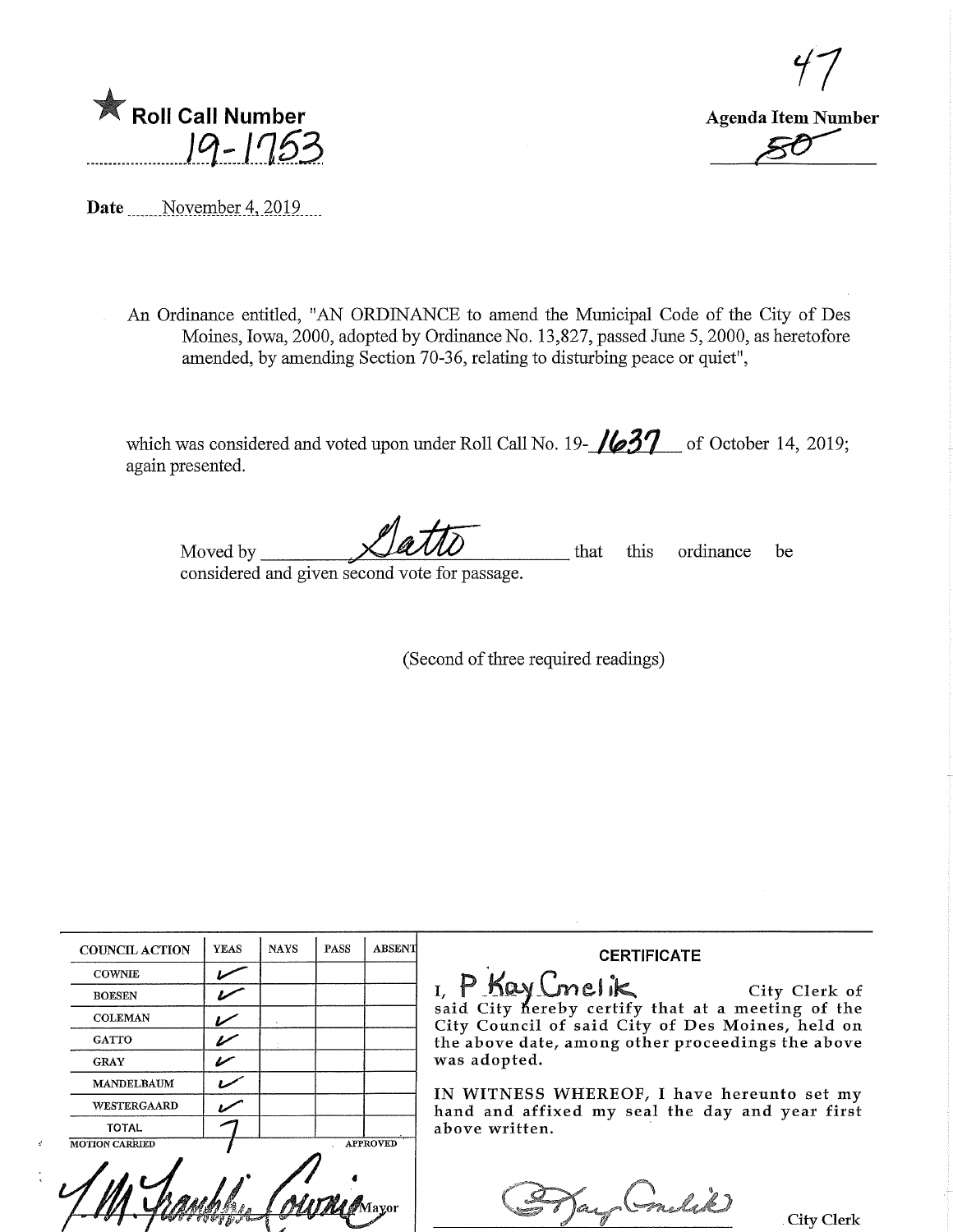★ **Roll Call Number**

19-1753

**Agenda Item Number**

~~50~~ 47

**Date** November 4, 2019

An Ordinance entitled, "AN ORDINANCE to amend the Municipal Code of the City of Des Moines, Iowa, 2000, adopted by Ordinance No. 13,827, passed June 5, 2000, as heretofore amended, by amending Section 70-36, relating to disturbing peace or quiet",

which was considered and voted upon under Roll Call No. 19-1637 of October 14, 2019; again presented.

Moved by Gatto that this ordinance be considered and given second vote for passage.

(Second of three required readings)

| COUNCIL ACTION | YEAS | NAYS | PASS | ABSENT |
|---|---|---|---|---|
| COWNIE | ✓ | | | |
| BOESEN | ✓ | | | |
| COLEMAN | ✓ | | | |
| GATTO | ✓ | | | |
| GRAY | ✓ | | | |
| MANDELBAUM | ✓ | | | |
| WESTERGAARD | ✓ | | | |
| TOTAL | 7 | | | |

MOTION CARRIED APPROVED

T.M. Franklin Cownie Mayor

**CERTIFICATE**

I, P Kay Cmelik City Clerk of said City hereby certify that at a meeting of the City Council of said City of Des Moines, held on the above date, among other proceedings the above was adopted.

IN WITNESS WHEREOF, I have hereunto set my hand and affixed my seal the day and year first above written.

P Kay Cmelik City Clerk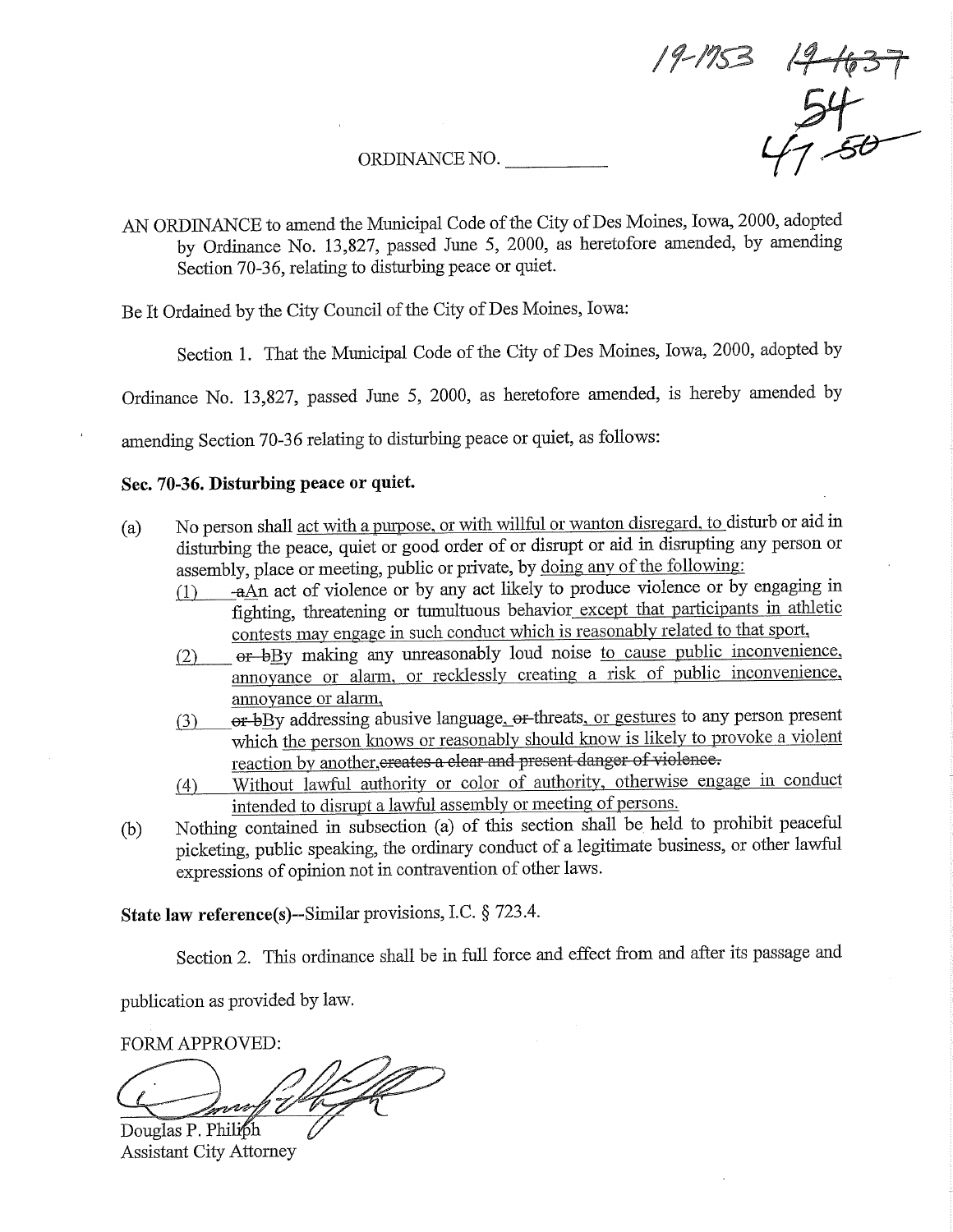19-1753 ~~19-1637~~
54
47 ~~50~~

ORDINANCE NO. __________

AN ORDINANCE to amend the Municipal Code of the City of Des Moines, Iowa, 2000, adopted by Ordinance No. 13,827, passed June 5, 2000, as heretofore amended, by amending Section 70-36, relating to disturbing peace or quiet.

Be It Ordained by the City Council of the City of Des Moines, Iowa:

Section 1. That the Municipal Code of the City of Des Moines, Iowa, 2000, adopted by Ordinance No. 13,827, passed June 5, 2000, as heretofore amended, is hereby amended by amending Section 70-36 relating to disturbing peace or quiet, as follows:

**Sec. 70-36. Disturbing peace or quiet.**

(a) No person shall act with a purpose, or with willful or wanton disregard, to disturb or aid in disturbing the peace, quiet or good order of or disrupt or aid in disrupting any person or assembly, place or meeting, public or private, by doing any of the following:
   (1) ~~a~~An act of violence or by any act likely to produce violence or by engaging in fighting, threatening or tumultuous behavior except that participants in athletic contests may engage in such conduct which is reasonably related to that sport,
   (2) ~~or b~~By making any unreasonably loud noise to cause public inconvenience, annoyance or alarm, or recklessly creating a risk of public inconvenience, annoyance or alarm,
   (3) ~~or b~~By addressing abusive language, ~~or~~ threats, or gestures to any person present which the person knows or reasonably should know is likely to provoke a violent reaction by another, ~~creates a clear and present danger of violence.~~
   (4) Without lawful authority or color of authority, otherwise engage in conduct intended to disrupt a lawful assembly or meeting of persons.

(b) Nothing contained in subsection (a) of this section shall be held to prohibit peaceful picketing, public speaking, the ordinary conduct of a legitimate business, or other lawful expressions of opinion not in contravention of other laws.

**State law reference(s)**--Similar provisions, I.C. § 723.4.

Section 2. This ordinance shall be in full force and effect from and after its passage and publication as provided by law.

FORM APPROVED:

Douglas P. Philiph
Assistant City Attorney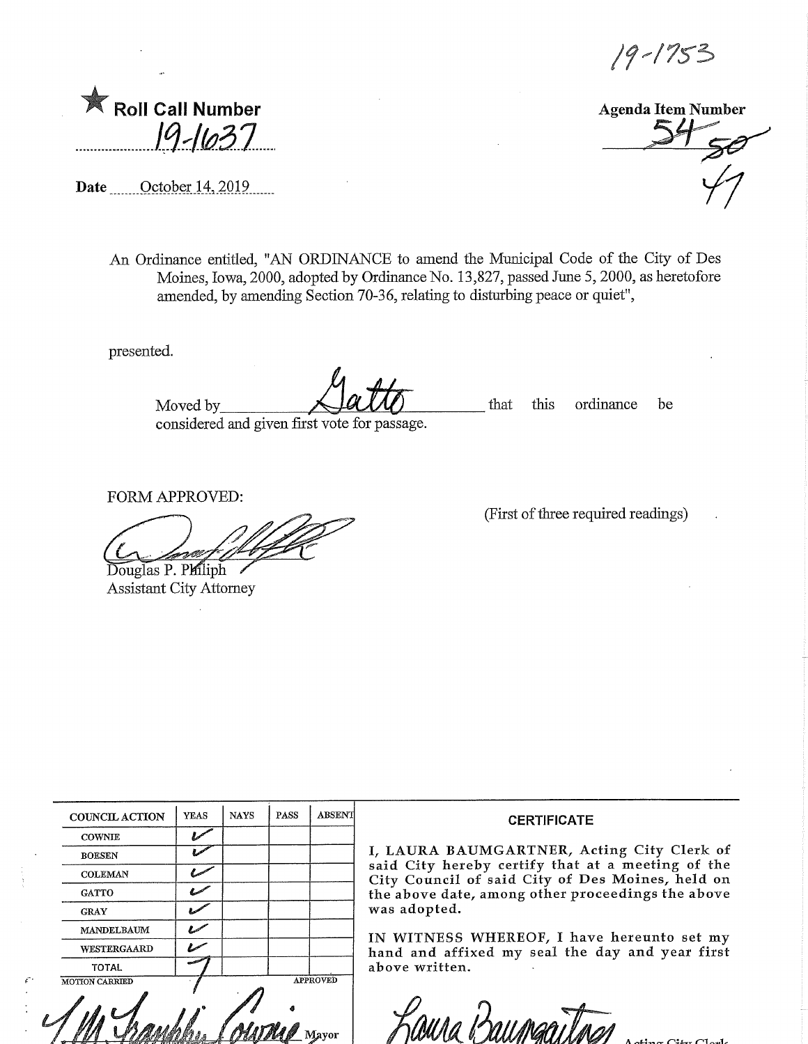19-1753

★ **Roll Call Number**

19-1637

**Date** October 14, 2019

**Agenda Item Number**

~~54~~ ~~50~~ 47

An Ordinance entitled, "AN ORDINANCE to amend the Municipal Code of the City of Des Moines, Iowa, 2000, adopted by Ordinance No. 13,827, passed June 5, 2000, as heretofore amended, by amending Section 70-36, relating to disturbing peace or quiet",

presented.

Moved by Gatto that this ordinance be considered and given first vote for passage.

FORM APPROVED:

Douglas P. Philiph
Assistant City Attorney

(First of three required readings)

| COUNCIL ACTION | YEAS | NAYS | PASS | ABSENT |
|---|---|---|---|---|
| COWNIE | ✓ | | | |
| BOESEN | ✓ | | | |
| COLEMAN | ✓ | | | |
| GATTO | ✓ | | | |
| GRAY | ✓ | | | |
| MANDELBAUM | ✓ | | | |
| WESTERGAARD | ✓ | | | |
| TOTAL | 7 | | | |

MOTION CARRIED APPROVED

T. M. Franklin Cownie, Mayor

**CERTIFICATE**

I, LAURA BAUMGARTNER, Acting City Clerk of said City hereby certify that at a meeting of the City Council of said City of Des Moines, held on the above date, among other proceedings the above was adopted.

IN WITNESS WHEREOF, I have hereunto set my hand and affixed my seal the day and year first above written.

Laura Baumgartner, Acting City Clerk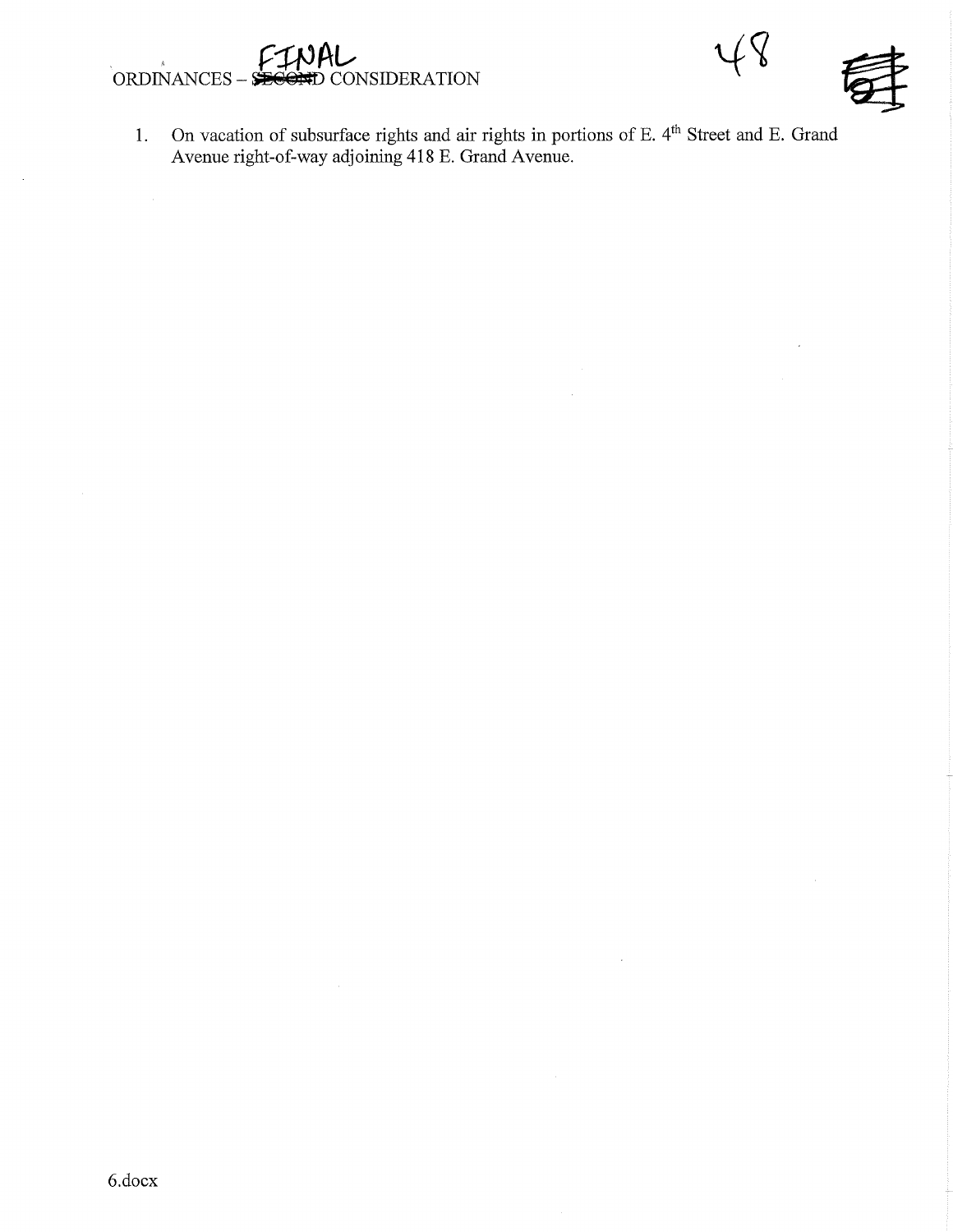# ORDINANCES – ~~SECOND~~ FINAL CONSIDERATION

48

1. On vacation of subsurface rights and air rights in portions of E. 4th Street and E. Grand Avenue right-of-way adjoining 418 E. Grand Avenue.

6.docx